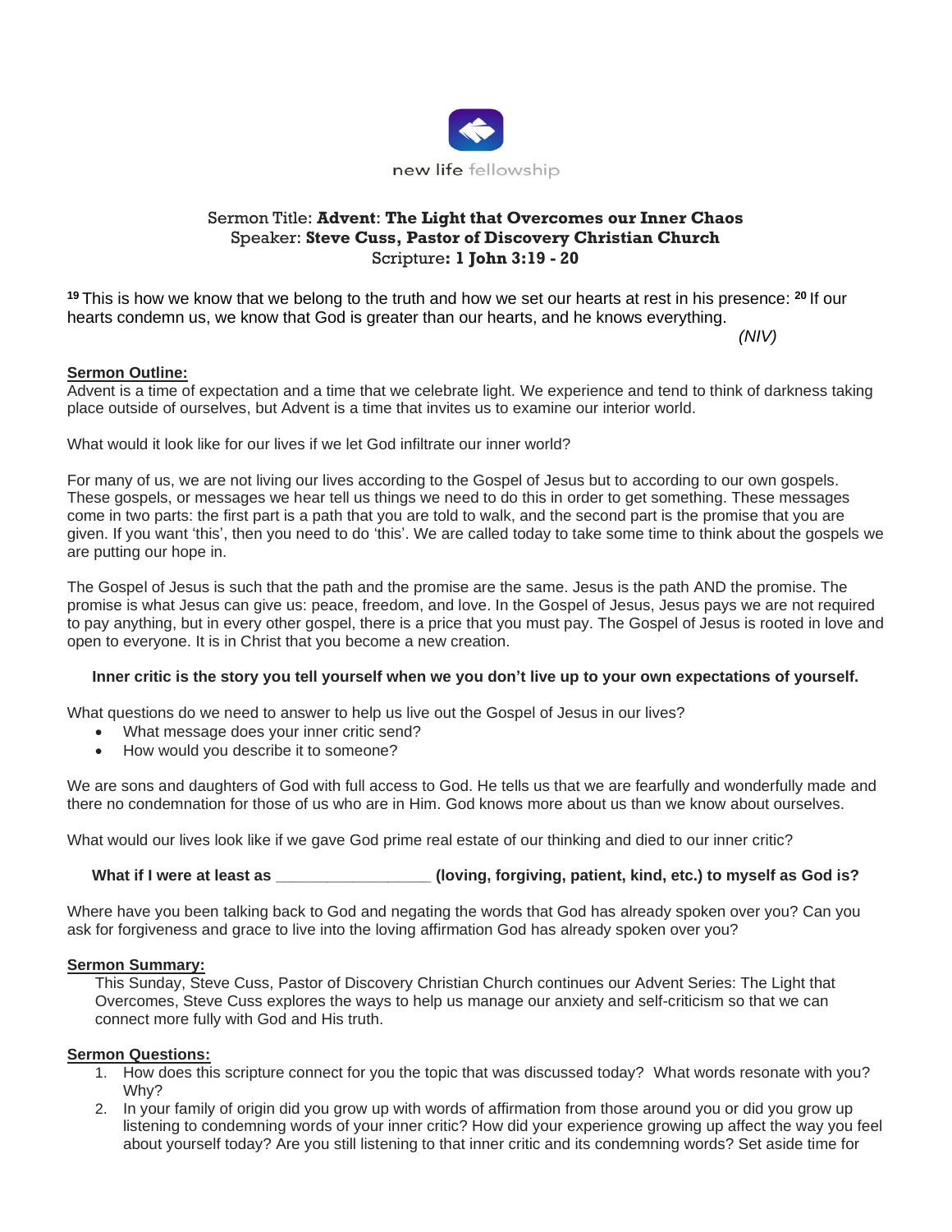new life fellowship

Sermon Title: **Advent: The Light that Overcomes our Inner Chaos**
Speaker: **Steve Cuss, Pastor of Discovery Christian Church**
Scripture**: 1 John 3:19 - 20**

[19] This is how we know that we belong to the truth and how we set our hearts at rest in his presence: [20] If our hearts condemn us, we know that God is greater than our hearts, and he knows everything.

*(NIV)*

**Sermon Outline:**

Advent is a time of expectation and a time that we celebrate light. We experience and tend to think of darkness taking place outside of ourselves, but Advent is a time that invites us to examine our interior world.

What would it look like for our lives if we let God infiltrate our inner world?

For many of us, we are not living our lives according to the Gospel of Jesus but to according to our own gospels. These gospels, or messages we hear tell us things we need to do this in order to get something. These messages come in two parts: the first part is a path that you are told to walk, and the second part is the promise that you are given. If you want 'this', then you need to do 'this'. We are called today to take some time to think about the gospels we are putting our hope in.

The Gospel of Jesus is such that the path and the promise are the same. Jesus is the path AND the promise. The promise is what Jesus can give us: peace, freedom, and love. In the Gospel of Jesus, Jesus pays we are not required to pay anything, but in every other gospel, there is a price that you must pay. The Gospel of Jesus is rooted in love and open to everyone. It is in Christ that you become a new creation.

**Inner critic is the story you tell yourself when we you don't live up to your own expectations of yourself.**

What questions do we need to answer to help us live out the Gospel of Jesus in our lives?

- What message does your inner critic send?
- How would you describe it to someone?

We are sons and daughters of God with full access to God. He tells us that we are fearfully and wonderfully made and there no condemnation for those of us who are in Him. God knows more about us than we know about ourselves.

What would our lives look like if we gave God prime real estate of our thinking and died to our inner critic?

**What if I were at least as __________________ (loving, forgiving, patient, kind, etc.) to myself as God is?**

Where have you been talking back to God and negating the words that God has already spoken over you? Can you ask for forgiveness and grace to live into the loving affirmation God has already spoken over you?

**Sermon Summary:**

This Sunday, Steve Cuss, Pastor of Discovery Christian Church continues our Advent Series: The Light that Overcomes, Steve Cuss explores the ways to help us manage our anxiety and self-criticism so that we can connect more fully with God and His truth.

**Sermon Questions:**

1. How does this scripture connect for you the topic that was discussed today? What words resonate with you? Why?
2. In your family of origin did you grow up with words of affirmation from those around you or did you grow up listening to condemning words of your inner critic? How did your experience growing up affect the way you feel about yourself today? Are you still listening to that inner critic and its condemning words? Set aside time for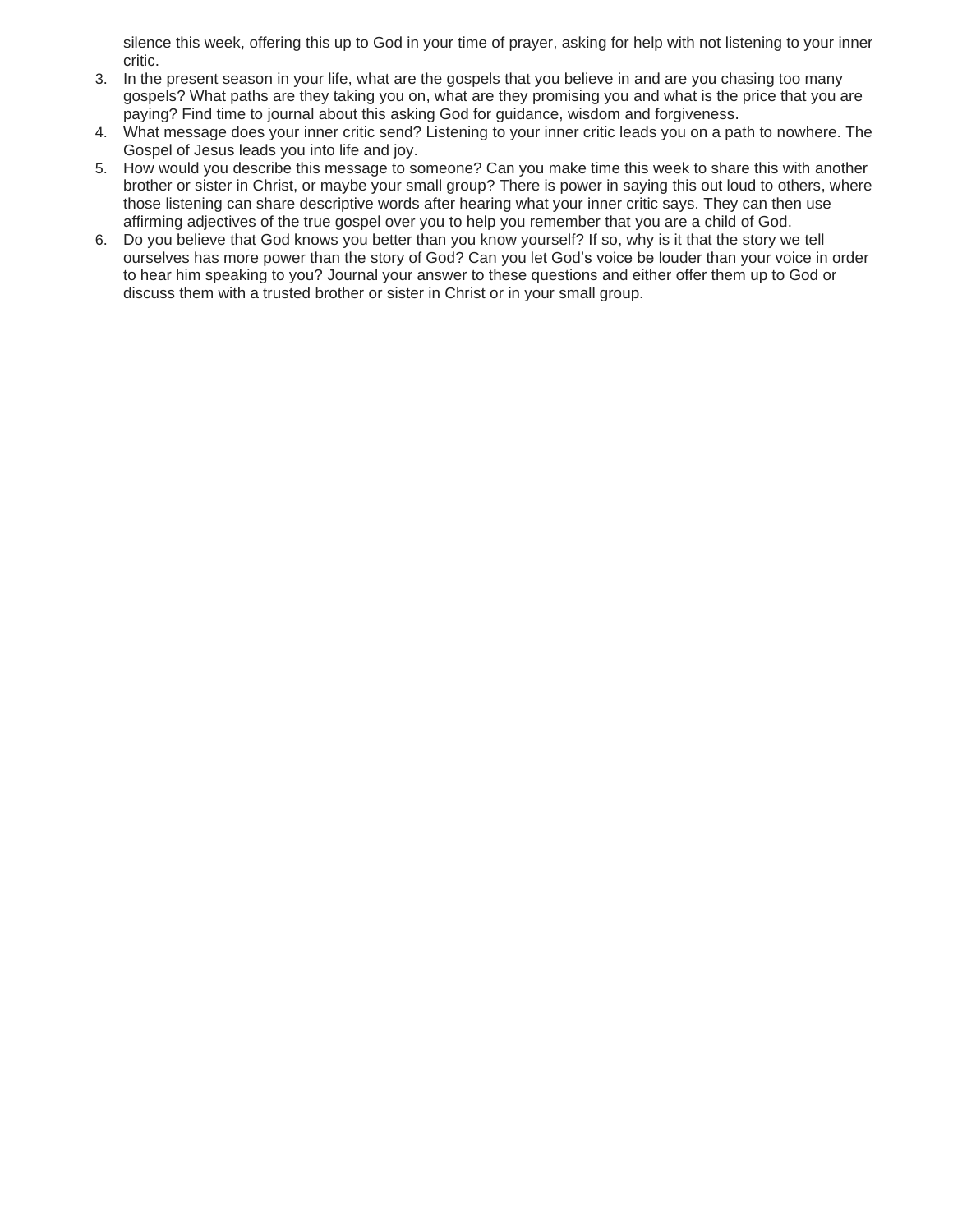silence this week, offering this up to God in your time of prayer, asking for help with not listening to your inner critic.

3. In the present season in your life, what are the gospels that you believe in and are you chasing too many gospels? What paths are they taking you on, what are they promising you and what is the price that you are paying? Find time to journal about this asking God for guidance, wisdom and forgiveness.
4. What message does your inner critic send? Listening to your inner critic leads you on a path to nowhere. The Gospel of Jesus leads you into life and joy.
5. How would you describe this message to someone? Can you make time this week to share this with another brother or sister in Christ, or maybe your small group? There is power in saying this out loud to others, where those listening can share descriptive words after hearing what your inner critic says. They can then use affirming adjectives of the true gospel over you to help you remember that you are a child of God.
6. Do you believe that God knows you better than you know yourself? If so, why is it that the story we tell ourselves has more power than the story of God? Can you let God's voice be louder than your voice in order to hear him speaking to you? Journal your answer to these questions and either offer them up to God or discuss them with a trusted brother or sister in Christ or in your small group.